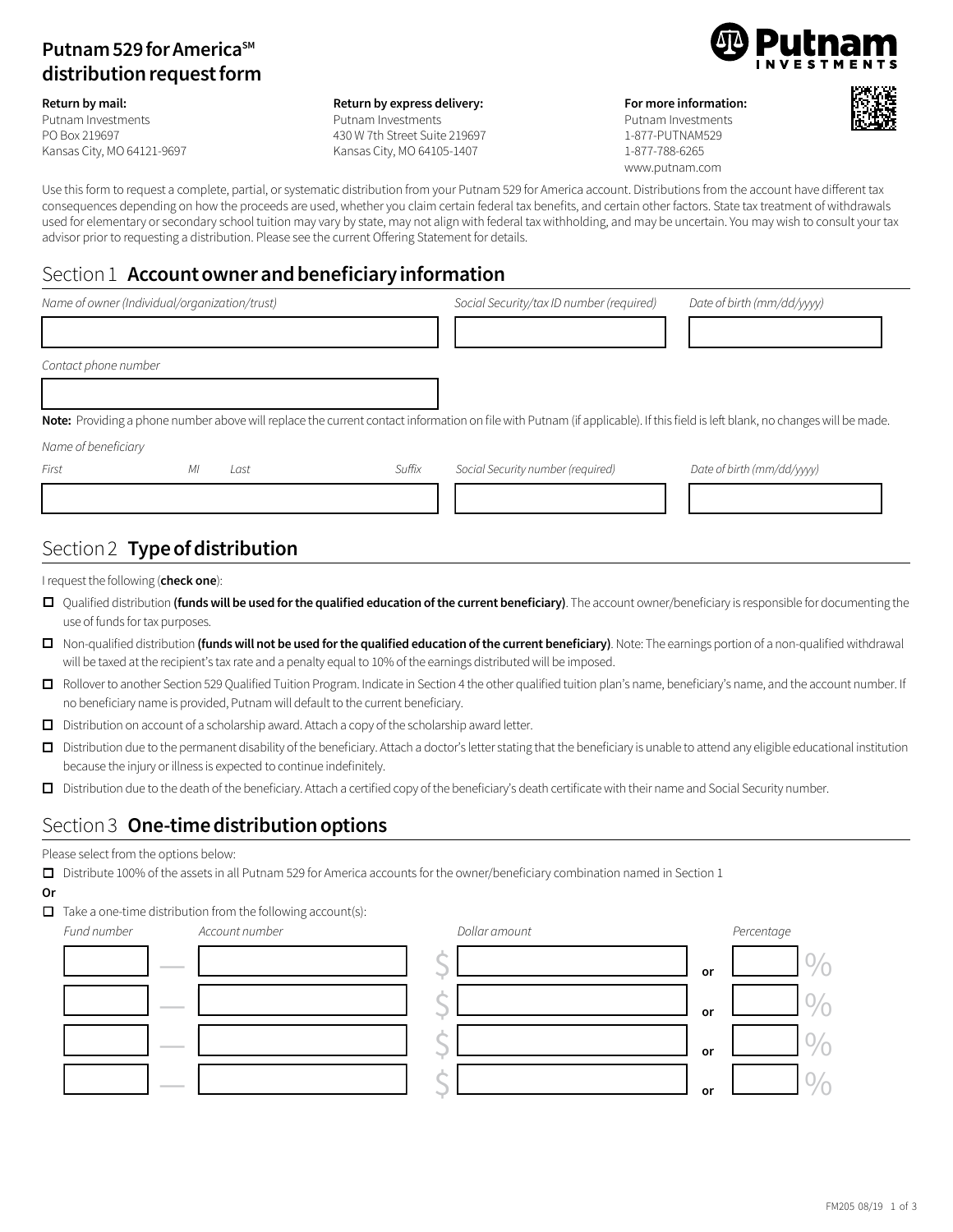# Putnam 529 for America℠ distribution request form

**Return by mail:**
Putnam Investments
PO Box 219697
Kansas City, MO 64121-9697

**Return by express delivery:**
Putnam Investments
430 W 7th Street Suite 219697
Kansas City, MO 64105-1407

**For more information:**
Putnam Investments
1-877-PUTNAM529
1-877-788-6265
www.putnam.com

Use this form to request a complete, partial, or systematic distribution from your Putnam 529 for America account. Distributions from the account have different tax consequences depending on how the proceeds are used, whether you claim certain federal tax benefits, and certain other factors. State tax treatment of withdrawals used for elementary or secondary school tuition may vary by state, may not align with federal tax withholding, and may be uncertain. You may wish to consult your tax advisor prior to requesting a distribution. Please see the current Offering Statement for details.

## Section 1 **Account owner and beneficiary information**

| *Name of owner (Individual/organization/trust)* | *Social Security/tax ID number (required)* | *Date of birth (mm/dd/yyyy)* |
|---|---|---|
| | | |

*Contact phone number*

**Note:** Providing a phone number above will replace the current contact information on file with Putnam (if applicable). If this field is left blank, no changes will be made.

*Name of beneficiary*

| *First* | *MI* | *Last* | *Suffix* | *Social Security number (required)* | *Date of birth (mm/dd/yyyy)* |
|---|---|---|---|---|---|
| | | | | | |

## Section 2 **Type of distribution**

I request the following (**check one**):

- ☐ Qualified distribution **(funds will be used for the qualified education of the current beneficiary)**. The account owner/beneficiary is responsible for documenting the use of funds for tax purposes.
- ☐ Non-qualified distribution **(funds will not be used for the qualified education of the current beneficiary)**. Note: The earnings portion of a non-qualified withdrawal will be taxed at the recipient's tax rate and a penalty equal to 10% of the earnings distributed will be imposed.
- ☐ Rollover to another Section 529 Qualified Tuition Program. Indicate in Section 4 the other qualified tuition plan's name, beneficiary's name, and the account number. If no beneficiary name is provided, Putnam will default to the current beneficiary.
- ☐ Distribution on account of a scholarship award. Attach a copy of the scholarship award letter.
- ☐ Distribution due to the permanent disability of the beneficiary. Attach a doctor's letter stating that the beneficiary is unable to attend any eligible educational institution because the injury or illness is expected to continue indefinitely.
- ☐ Distribution due to the death of the beneficiary. Attach a certified copy of the beneficiary's death certificate with their name and Social Security number.

## Section 3 **One-time distribution options**

Please select from the options below:

- ☐ Distribute 100% of the assets in all Putnam 529 for America accounts for the owner/beneficiary combination named in Section 1

**Or**

- ☐ Take a one-time distribution from the following account(s):

| *Fund number* | | *Account number* | *Dollar amount* | | *Percentage* |
|---|---|---|---|---|---|
| | — | | $ | or | % |
| | — | | $ | or | % |
| | — | | $ | or | % |
| | — | | $ | or | % |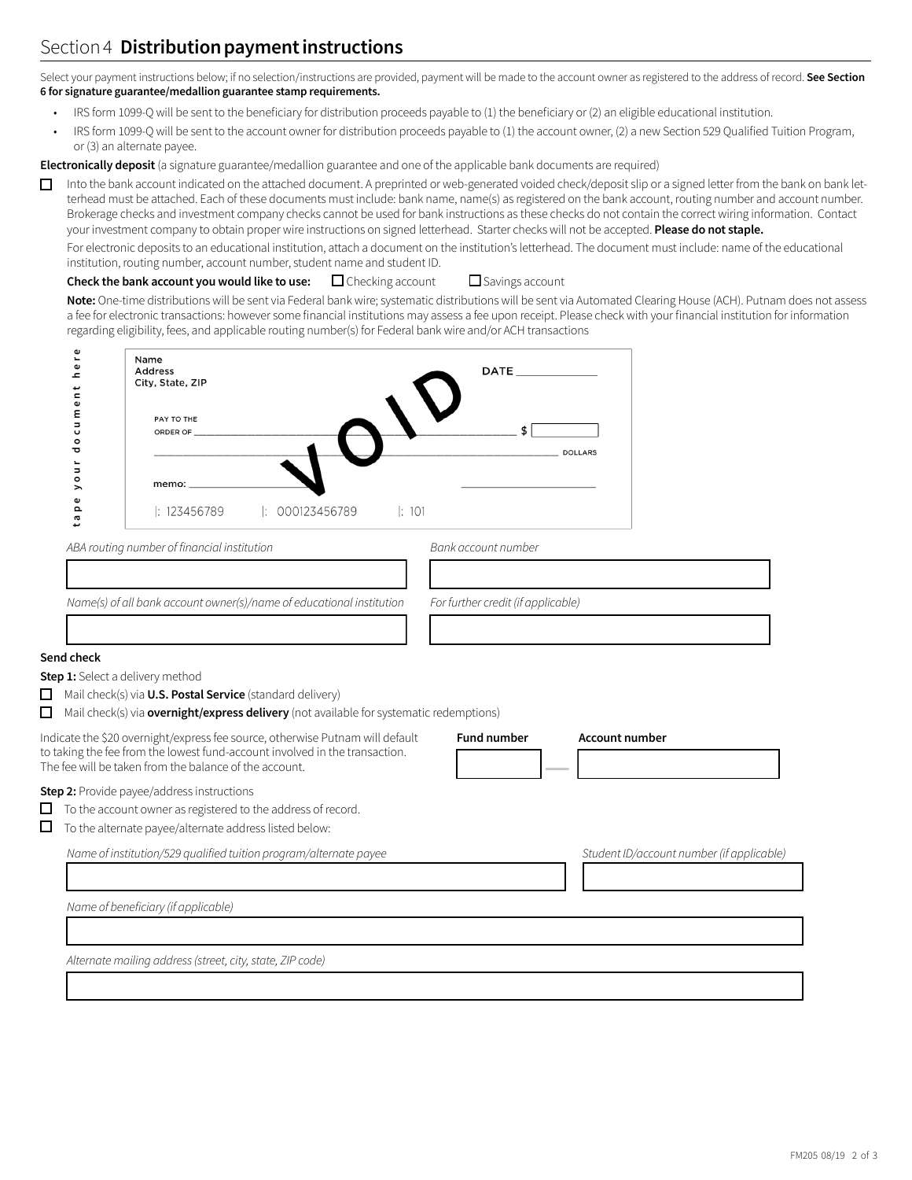## Section 4 **Distribution payment instructions**

Select your payment instructions below; if no selection/instructions are provided, payment will be made to the account owner as registered to the address of record. **See Section 6 for signature guarantee/medallion guarantee stamp requirements.**

- IRS form 1099-Q will be sent to the beneficiary for distribution proceeds payable to (1) the beneficiary or (2) an eligible educational institution.
- IRS form 1099-Q will be sent to the account owner for distribution proceeds payable to (1) the account owner, (2) a new Section 529 Qualified Tuition Program, or (3) an alternate payee.

**Electronically deposit** (a signature guarantee/medallion guarantee and one of the applicable bank documents are required)

☐ Into the bank account indicated on the attached document. A preprinted or web-generated voided check/deposit slip or a signed letter from the bank on bank letterhead must be attached. Each of these documents must include: bank name, name(s) as registered on the bank account, routing number and account number. Brokerage checks and investment company checks cannot be used for bank instructions as these checks do not contain the correct wiring information. Contact your investment company to obtain proper wire instructions on signed letterhead. Starter checks will not be accepted. **Please do not staple.**

For electronic deposits to an educational institution, attach a document on the institution's letterhead. The document must include: name of the educational institution, routing number, account number, student name and student ID.

**Check the bank account you would like to use:** ☐ Checking account ☐ Savings account

**Note:** One-time distributions will be sent via Federal bank wire; systematic distributions will be sent via Automated Clearing House (ACH). Putnam does not assess a fee for electronic transactions: however some financial institutions may assess a fee upon receipt. Please check with your financial institution for information regarding eligibility, fees, and applicable routing number(s) for Federal bank wire and/or ACH transactions

tape your document here

Name
Address
City, State, ZIP

DATE ____________

PAY TO THE ORDER OF ______________________________ $ [ ]

______________________________ DOLLARS

memo: ____________

VOID

|: 123456789 |: 000123456789 |: 101

*ABA routing number of financial institution* ____________________

*Bank account number* ____________________

*Name(s) of all bank account owner(s)/name of educational institution* ____________________

*For further credit (if applicable)* ____________________

**Send check**

**Step 1:** Select a delivery method

☐ Mail check(s) via **U.S. Postal Service** (standard delivery)

☐ Mail check(s) via **overnight/express delivery** (not available for systematic redemptions)

Indicate the $20 overnight/express fee source, otherwise Putnam will default to taking the fee from the lowest fund-account involved in the transaction. The fee will be taken from the balance of the account.

**Fund number** ________ — **Account number** ____________________

**Step 2:** Provide payee/address instructions

☐ To the account owner as registered to the address of record.

☐ To the alternate payee/alternate address listed below:

*Name of institution/529 qualified tuition program/alternate payee* ____________________

*Student ID/account number (if applicable)* ____________________

*Name of beneficiary (if applicable)* ____________________

*Alternate mailing address (street, city, state, ZIP code)* ____________________

FM205 08/19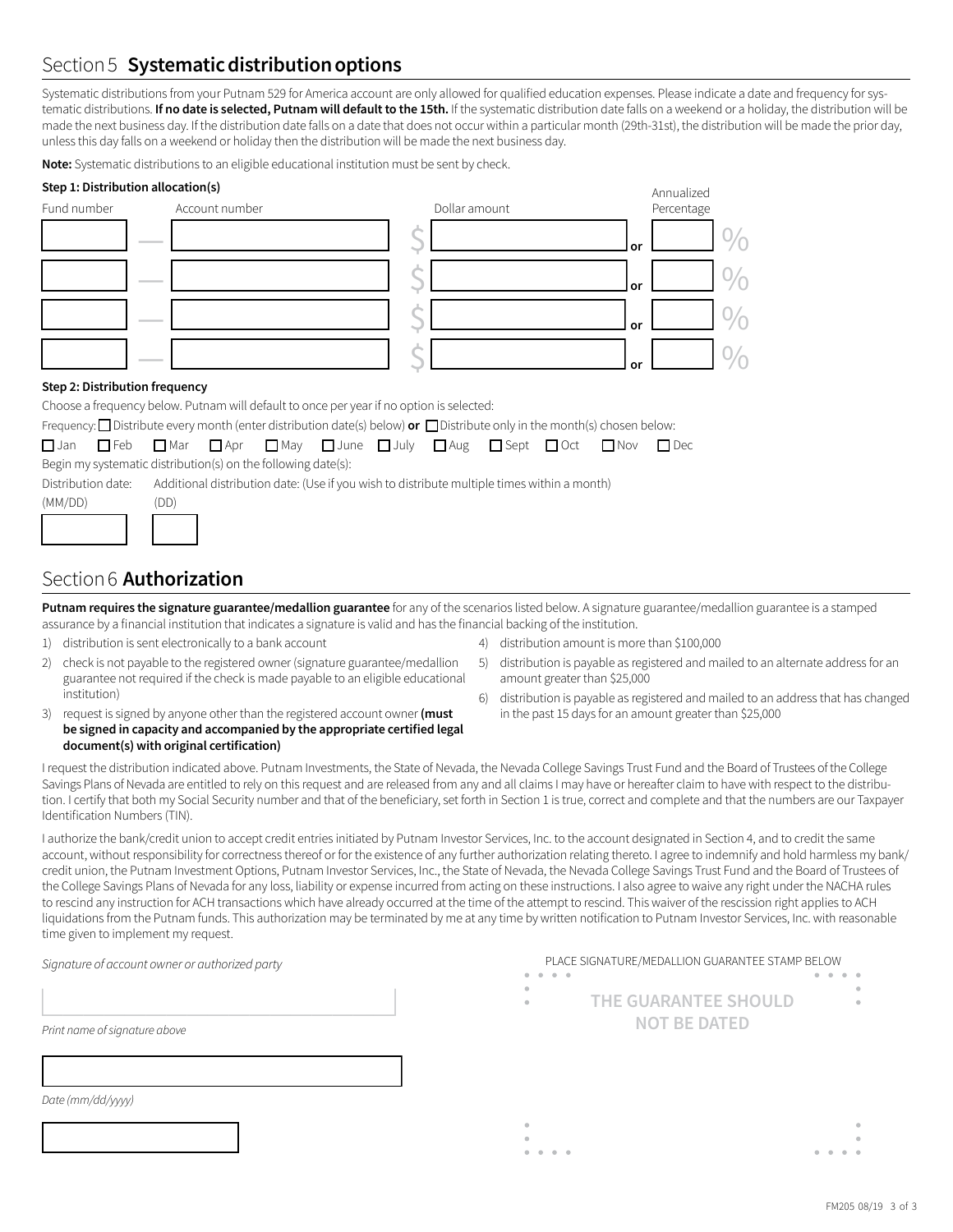## Section 5 **Systematic distribution options**

Systematic distributions from your Putnam 529 for America account are only allowed for qualified education expenses. Please indicate a date and frequency for systematic distributions. **If no date is selected, Putnam will default to the 15th.** If the systematic distribution date falls on a weekend or a holiday, the distribution will be made the next business day. If the distribution date falls on a date that does not occur within a particular month (29th-31st), the distribution will be made the prior day, unless this day falls on a weekend or holiday then the distribution will be made the next business day.

**Note:** Systematic distributions to an eligible educational institution must be sent by check.

**Step 1: Distribution allocation(s)**

| Fund number | | Account number | | Dollar amount | | Annualized Percentage | |
|---|---|---|---|---|---|---|---|
| | — | | $ | | or | | % |
| | — | | $ | | or | | % |
| | — | | $ | | or | | % |
| | — | | $ | | or | | % |

**Step 2: Distribution frequency**

Choose a frequency below. Putnam will default to once per year if no option is selected:

Frequency: ☐ Distribute every month (enter distribution date(s) below) **or** ☐ Distribute only in the month(s) chosen below:

☐ Jan ☐ Feb ☐ Mar ☐ Apr ☐ May ☐ June ☐ July ☐ Aug ☐ Sept ☐ Oct ☐ Nov ☐ Dec

Begin my systematic distribution(s) on the following date(s):

Distribution date: (MM/DD) ______

Additional distribution date: (Use if you wish to distribute multiple times within a month) (DD) ______

## Section 6 **Authorization**

**Putnam requires the signature guarantee/medallion guarantee** for any of the scenarios listed below. A signature guarantee/medallion guarantee is a stamped assurance by a financial institution that indicates a signature is valid and has the financial backing of the institution.

1) distribution is sent electronically to a bank account
2) check is not payable to the registered owner (signature guarantee/medallion guarantee not required if the check is made payable to an eligible educational institution)
3) request is signed by anyone other than the registered account owner **(must be signed in capacity and accompanied by the appropriate certified legal document(s) with original certification)**
4) distribution amount is more than $100,000
5) distribution is payable as registered and mailed to an alternate address for an amount greater than $25,000
6) distribution is payable as registered and mailed to an address that has changed in the past 15 days for an amount greater than $25,000

I request the distribution indicated above. Putnam Investments, the State of Nevada, the Nevada College Savings Trust Fund and the Board of Trustees of the College Savings Plans of Nevada are entitled to rely on this request and are released from any and all claims I may have or hereafter claim to have with respect to the distribution. I certify that both my Social Security number and that of the beneficiary, set forth in Section 1 is true, correct and complete and that the numbers are our Taxpayer Identification Numbers (TIN).

I authorize the bank/credit union to accept credit entries initiated by Putnam Investor Services, Inc. to the account designated in Section 4, and to credit the same account, without responsibility for correctness thereof or for the existence of any further authorization relating thereto. I agree to indemnify and hold harmless my bank/credit union, the Putnam Investment Options, Putnam Investor Services, Inc., the State of Nevada, the Nevada College Savings Trust Fund and the Board of Trustees of the College Savings Plans of Nevada for any loss, liability or expense incurred from acting on these instructions. I also agree to waive any right under the NACHA rules to rescind any instruction for ACH transactions which have already occurred at the time of the attempt to rescind. This waiver of the rescission right applies to ACH liquidations from the Putnam funds. This authorization may be terminated by me at any time by written notification to Putnam Investor Services, Inc. with reasonable time given to implement my request.

*Signature of account owner or authorized party*

______

*Print name of signature above*

______

*Date (mm/dd/yyyy)*

______

PLACE SIGNATURE/MEDALLION GUARANTEE STAMP BELOW

THE GUARANTEE SHOULD NOT BE DATED

FM205 08/19